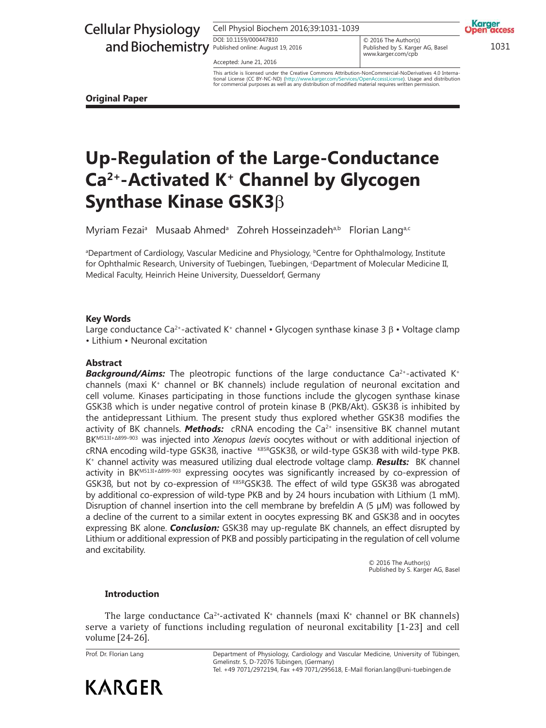**Original Paper**

# Up-Regulation of the Large-Conductance $Ca^{2+}$-Activated $K^+$ Channel by Glycogen Synthase Kinase GSK3β

Myriam Fezai[a] Musaab Ahmed[a] Zohreh Hosseinzadeh[a,b] Florian Lang[a,c]

[a]Department of Cardiology, Vascular Medicine and Physiology, [b]Centre for Ophthalmology, Institute for Ophthalmic Research, University of Tuebingen, Tuebingen, [c]Department of Molecular Medicine II, Medical Faculty, Heinrich Heine University, Duesseldorf, Germany

### Key Words

Large conductance $Ca^{2+}$-activated $K^+$ channel • Glycogen synthase kinase 3 β • Voltage clamp • Lithium • Neuronal excitation

### Abstract

***Background/Aims:*** The pleotropic functions of the large conductance $Ca^{2+}$-activated $K^+$ channels (maxi $K^+$ channel or BK channels) include regulation of neuronal excitation and cell volume. Kinases participating in those functions include the glycogen synthase kinase GSK3ß which is under negative control of protein kinase B (PKB/Akt). GSK3ß is inhibited by the antidepressant Lithium. The present study thus explored whether GSK3ß modifies the activity of BK channels. ***Methods:*** cRNA encoding the $Ca^{2+}$ insensitive BK channel mutant $BK^{M513I+\Delta899-903}$ was injected into *Xenopus laevis* oocytes without or with additional injection of cRNA encoding wild-type GSK3ß, inactive $^{K85R}$GSK3ß, or wild-type GSK3ß with wild-type PKB. $K^+$ channel activity was measured utilizing dual electrode voltage clamp. ***Results:*** BK channel activity in $BK^{M513I+\Delta899-903}$ expressing oocytes was significantly increased by co-expression of GSK3ß, but not by co-expression of $^{K85R}$GSK3ß. The effect of wild type GSK3ß was abrogated by additional co-expression of wild-type PKB and by 24 hours incubation with Lithium (1 mM). Disruption of channel insertion into the cell membrane by brefeldin A (5 µM) was followed by a decline of the current to a similar extent in oocytes expressing BK and GSK3ß and in oocytes expressing BK alone. ***Conclusion:*** GSK3ß may up-regulate BK channels, an effect disrupted by Lithium or additional expression of PKB and possibly participating in the regulation of cell volume and excitability.

© 2016 The Author(s)
Published by S. Karger AG, Basel

### Introduction

The large conductance $Ca^{2+}$-activated $K^+$ channels (maxi $K^+$ channel or BK channels) serve a variety of functions including regulation of neuronal excitability [1-23] and cell volume [24-26].

Prof. Dr. Florian Lang — Department of Physiology, Cardiology and Vascular Medicine, University of Tübingen, Gmelinstr. 5, D-72076 Tübingen, (Germany)
Tel. +49 7071/2972194, Fax +49 7071/295618, E-Mail florian.lang@uni-tuebingen.de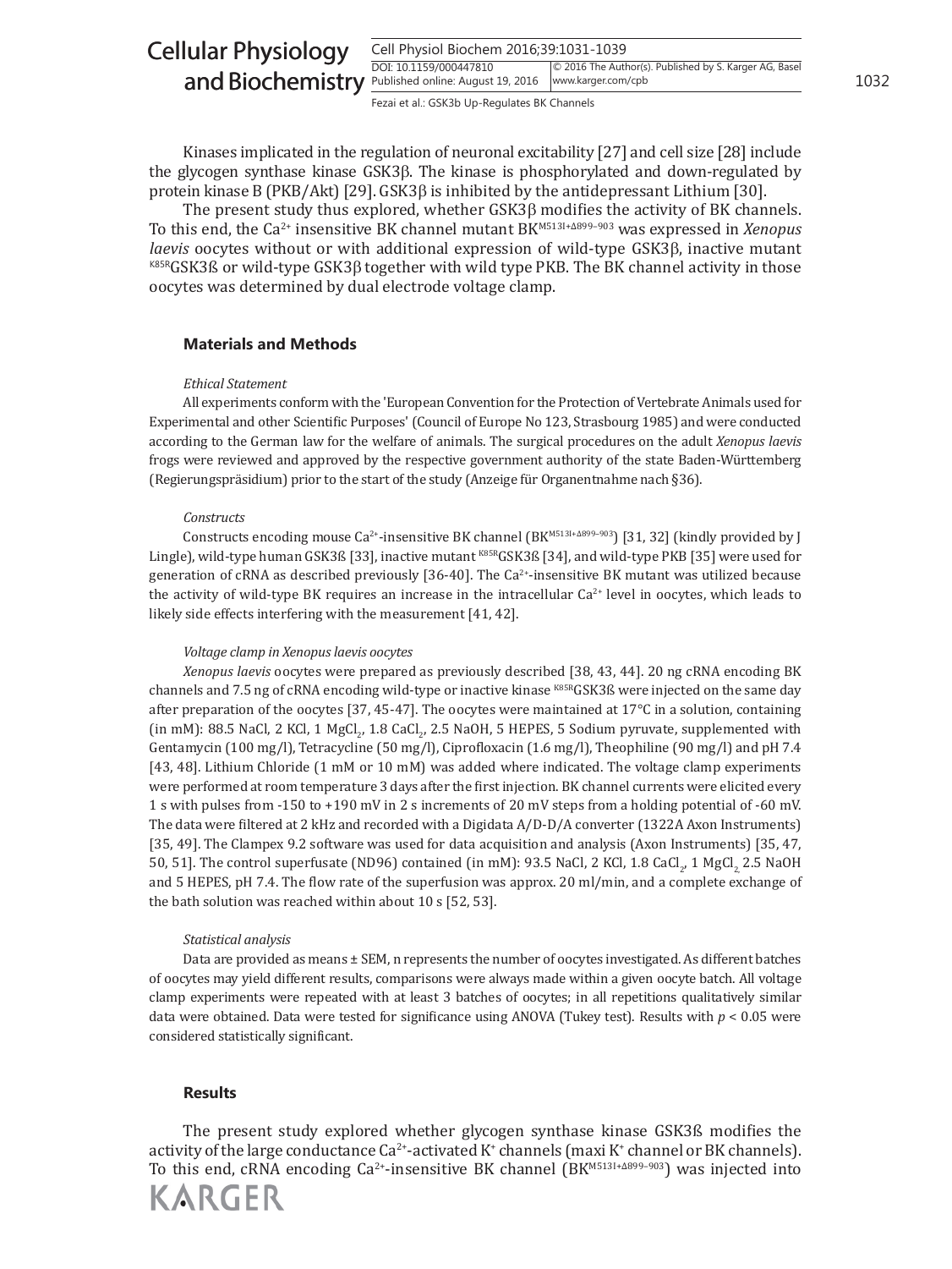Kinases implicated in the regulation of neuronal excitability [27] and cell size [28] include the glycogen synthase kinase GSK3β. The kinase is phosphorylated and down-regulated by protein kinase B (PKB/Akt) [29]. GSK3β is inhibited by the antidepressant Lithium [30].

The present study thus explored, whether GSK3β modifies the activity of BK channels. To this end, the $Ca^{2+}$ insensitive BK channel mutant $BK^{M513I+\Delta 899-903}$ was expressed in *Xenopus laevis* oocytes without or with additional expression of wild-type GSK3β, inactive mutant $^{K85R}$GSK3ß or wild-type GSK3β together with wild type PKB. The BK channel activity in those oocytes was determined by dual electrode voltage clamp.

## Materials and Methods

*Ethical Statement*

All experiments conform with the 'European Convention for the Protection of Vertebrate Animals used for Experimental and other Scientific Purposes' (Council of Europe No 123, Strasbourg 1985) and were conducted according to the German law for the welfare of animals. The surgical procedures on the adult *Xenopus laevis* frogs were reviewed and approved by the respective government authority of the state Baden-Württemberg (Regierungspräsidium) prior to the start of the study (Anzeige für Organentnahme nach §36).

*Constructs*

Constructs encoding mouse $Ca^{2+}$-insensitive BK channel ($BK^{M513I+\Delta 899-903}$) [31, 32] (kindly provided by J Lingle), wild-type human GSK3ß [33], inactive mutant $^{K85R}$GSK3ß [34], and wild-type PKB [35] were used for generation of cRNA as described previously [36-40]. The $Ca^{2+}$-insensitive BK mutant was utilized because the activity of wild-type BK requires an increase in the intracellular $Ca^{2+}$ level in oocytes, which leads to likely side effects interfering with the measurement [41, 42].

*Voltage clamp in Xenopus laevis oocytes*

*Xenopus laevis* oocytes were prepared as previously described [38, 43, 44]. 20 ng cRNA encoding BK channels and 7.5 ng of cRNA encoding wild-type or inactive kinase $^{K85R}$GSK3ß were injected on the same day after preparation of the oocytes [37, 45-47]. The oocytes were maintained at 17°C in a solution, containing (in mM): 88.5 NaCl, 2 KCl, 1 $MgCl_2$, 1.8 $CaCl_2$, 2.5 NaOH, 5 HEPES, 5 Sodium pyruvate, supplemented with Gentamycin (100 mg/l), Tetracycline (50 mg/l), Ciprofloxacin (1.6 mg/l), Theophiline (90 mg/l) and pH 7.4 [43, 48]. Lithium Chloride (1 mM or 10 mM) was added where indicated. The voltage clamp experiments were performed at room temperature 3 days after the first injection. BK channel currents were elicited every 1 s with pulses from -150 to +190 mV in 2 s increments of 20 mV steps from a holding potential of -60 mV. The data were filtered at 2 kHz and recorded with a Digidata A/D-D/A converter (1322A Axon Instruments) [35, 49]. The Clampex 9.2 software was used for data acquisition and analysis (Axon Instruments) [35, 47, 50, 51]. The control superfusate (ND96) contained (in mM): 93.5 NaCl, 2 KCl, 1.8 $CaCl_2$, 1 $MgCl_2$, 2.5 NaOH and 5 HEPES, pH 7.4. The flow rate of the superfusion was approx. 20 ml/min, and a complete exchange of the bath solution was reached within about 10 s [52, 53].

*Statistical analysis*

Data are provided as means ± SEM, n represents the number of oocytes investigated. As different batches of oocytes may yield different results, comparisons were always made within a given oocyte batch. All voltage clamp experiments were repeated with at least 3 batches of oocytes; in all repetitions qualitatively similar data were obtained. Data were tested for significance using ANOVA (Tukey test). Results with $p < 0.05$ were considered statistically significant.

## Results

The present study explored whether glycogen synthase kinase GSK3ß modifies the activity of the large conductance $Ca^{2+}$-activated $K^+$ channels (maxi $K^+$ channel or BK channels). To this end, cRNA encoding $Ca^{2+}$-insensitive BK channel ($BK^{M513I+\Delta 899-903}$) was injected into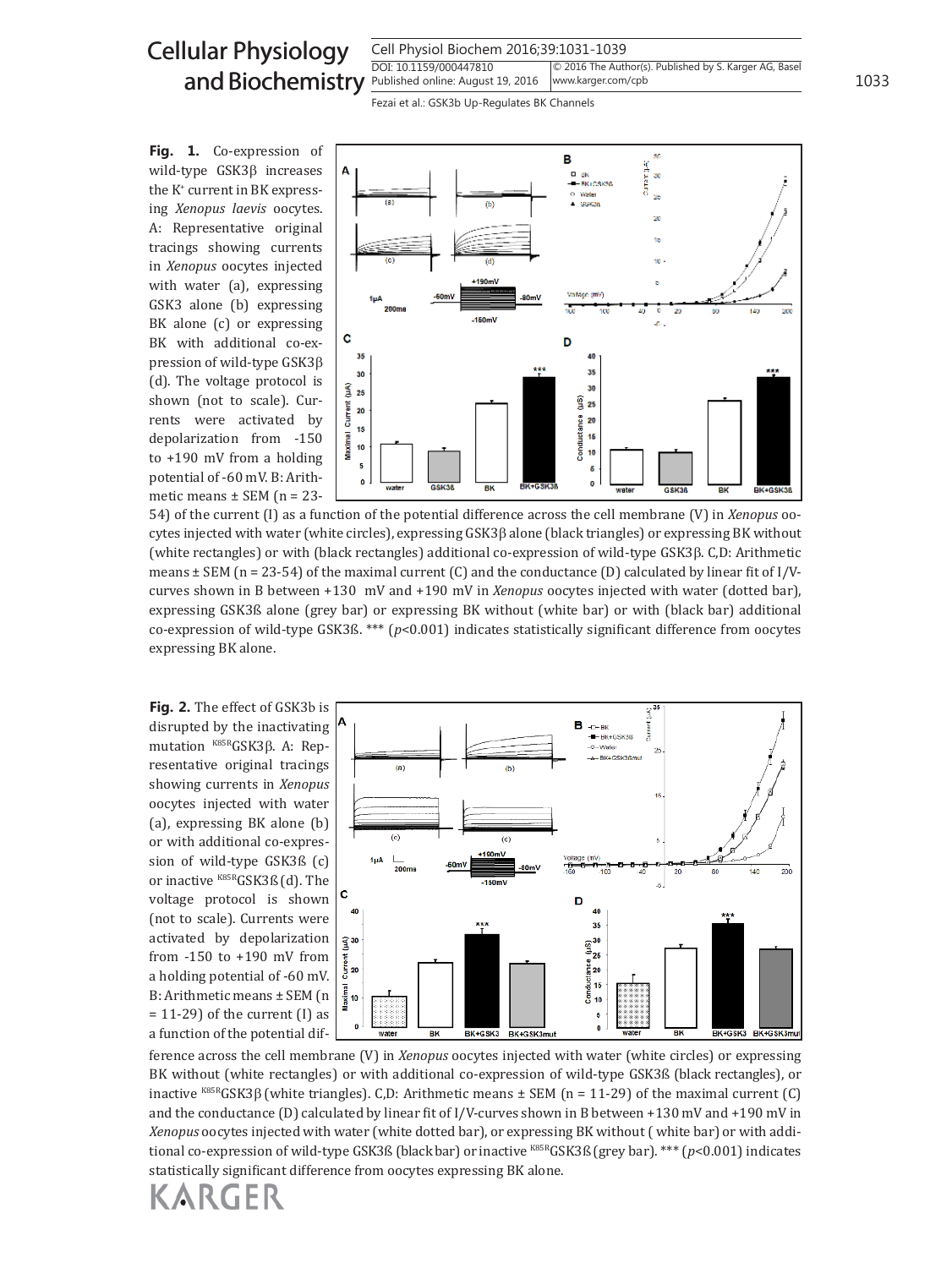**Fig. 1.** Co-expression of wild-type GSK3β increases the $K^+$ current in BK expressing *Xenopus laevis* oocytes. A: Representative original tracings showing currents in *Xenopus* oocytes injected with water (a), expressing GSK3 alone (b) expressing BK alone (c) or expressing BK with additional co-expression of wild-type GSK3β (d). The voltage protocol is shown (not to scale). Currents were activated by depolarization from -150 to +190 mV from a holding potential of -60 mV. B: Arithmetic means ± SEM (n = 23-54) of the current (I) as a function of the potential difference across the cell membrane (V) in *Xenopus* oocytes injected with water (white circles), expressing GSK3β alone (black triangles) or expressing BK without (white rectangles) or with (black rectangles) additional co-expression of wild-type GSK3β. C,D: Arithmetic means ± SEM (n = 23-54) of the maximal current (C) and the conductance (D) calculated by linear fit of I/V-curves shown in B between +130 mV and +190 mV in *Xenopus* oocytes injected with water (dotted bar), expressing GSK3ß alone (grey bar) or expressing BK without (white bar) or with (black bar) additional co-expression of wild-type GSK3ß. *** ($p$<0.001) indicates statistically significant difference from oocytes expressing BK alone.

**Fig. 2.** The effect of GSK3b is disrupted by the inactivating mutation $^{K85R}$GSK3β. A: Representative original tracings showing currents in *Xenopus* oocytes injected with water (a), expressing BK alone (b) or with additional co-expression of wild-type GSK3ß (c) or inactive $^{K85R}$GSK3ß (d). The voltage protocol is shown (not to scale). Currents were activated by depolarization from -150 to +190 mV from a holding potential of -60 mV. B: Arithmetic means ± SEM (n = 11-29) of the current (I) as a function of the potential difference across the cell membrane (V) in *Xenopus* oocytes injected with water (white circles) or expressing BK without (white rectangles) or with additional co-expression of wild-type GSK3ß (black rectangles), or inactive $^{K85R}$GSK3β (white triangles). C,D: Arithmetic means ± SEM (n = 11-29) of the maximal current (C) and the conductance (D) calculated by linear fit of I/V-curves shown in B between +130 mV and +190 mV in *Xenopus* oocytes injected with water (white dotted bar), or expressing BK without ( white bar) or with additional co-expression of wild-type GSK3ß (black bar) or inactive $^{K85R}$GSK3ß (grey bar). *** ($p$<0.001) indicates statistically significant difference from oocytes expressing BK alone.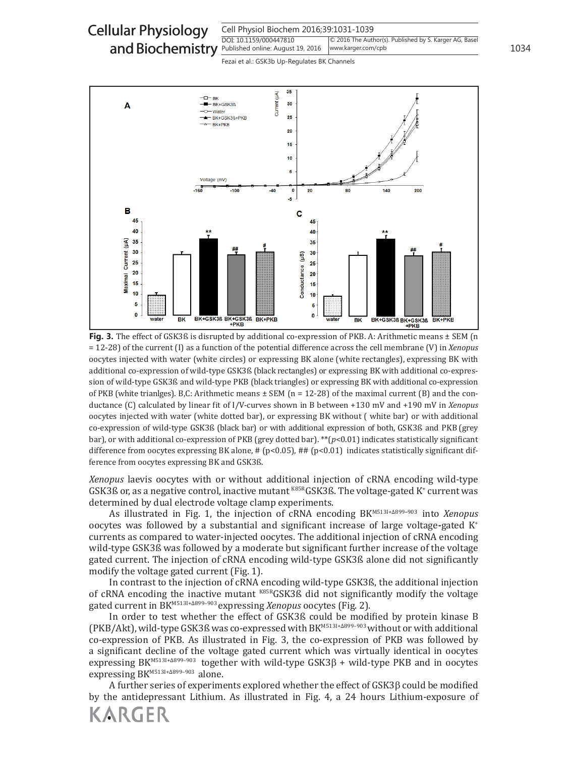**Fig. 3.** The effect of GSK3ß is disrupted by additional co-expression of PKB. A: Arithmetic means ± SEM (n = 12-28) of the current (I) as a function of the potential difference across the cell membrane (V) in *Xenopus* oocytes injected with water (white circles) or expressing BK alone (white rectangles), expressing BK with additional co-expression of wild-type GSK3ß (black rectangles) or expressing BK with additional co-expression of wild-type GSK3ß and wild-type PKB (black triangles) or expressing BK with additional co-expression of PKB (white trianlges). B,C: Arithmetic means ± SEM (n = 12-28) of the maximal current (B) and the conductance (C) calculated by linear fit of I/V-curves shown in B between +130 mV and +190 mV in *Xenopus* oocytes injected with water (white dotted bar), or expressing BK without ( white bar) or with additional co-expression of wild-type GSK3ß (black bar) or with additional expression of both, GSK3ß and PKB (grey bar), or with additional co-expression of PKB (grey dotted bar). **($p$<0.01) indicates statistically significant difference from oocytes expressing BK alone, # ($p$<0.05), ## ($p$<0.01) indicates statistically significant difference from oocytes expressing BK and GSK3ß.

*Xenopus* laevis oocytes with or without additional injection of cRNA encoding wild-type GSK3ß or, as a negative control, inactive mutant $^{K85R}$GSK3ß. The voltage-gated $K^+$ current was determined by dual electrode voltage clamp experiments.

As illustrated in Fig. 1, the injection of cRNA encoding $BK^{M513I+\Delta 899-903}$ into *Xenopus* oocytes was followed by a substantial and significant increase of large voltage-gated $K^+$ currents as compared to water-injected oocytes. The additional injection of cRNA encoding wild-type GSK3ß was followed by a moderate but significant further increase of the voltage gated current. The injection of cRNA encoding wild-type GSK3ß alone did not significantly modify the voltage gated current (Fig. 1).

In contrast to the injection of cRNA encoding wild-type GSK3ß, the additional injection of cRNA encoding the inactive mutant $^{K85R}$GSK3ß did not significantly modify the voltage gated current in $BK^{M513I+\Delta 899-903}$ expressing *Xenopus* oocytes (Fig. 2).

In order to test whether the effect of GSK3ß could be modified by protein kinase B (PKB/Akt), wild-type GSK3ß was co-expressed with $BK^{M513I+\Delta 899-903}$ without or with additional co-expression of PKB. As illustrated in Fig. 3, the co-expression of PKB was followed by a significant decline of the voltage gated current which was virtually identical in oocytes expressing $BK^{M513I+\Delta 899-903}$ together with wild-type GSK3β + wild-type PKB and in oocytes expressing $BK^{M513I+\Delta 899-903}$ alone.

A further series of experiments explored whether the effect of GSK3β could be modified by the antidepressant Lithium. As illustrated in Fig. 4, a 24 hours Lithium-exposure of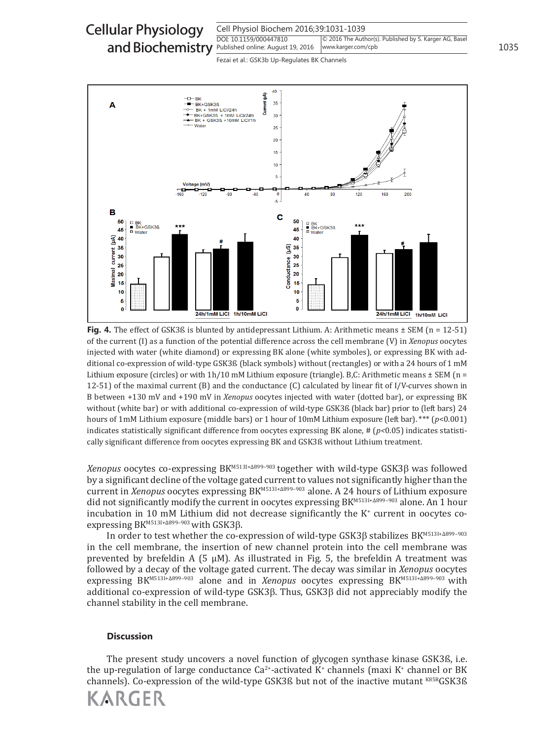**Fig. 4.** The effect of GSK3ß is blunted by antidepressant Lithium. A: Arithmetic means ± SEM (n = 12-51) of the current (I) as a function of the potential difference across the cell membrane (V) in *Xenopus* oocytes injected with water (white diamond) or expressing BK alone (white symboles), or expressing BK with additional co-expression of wild-type GSK3ß (black symbols) without (rectangles) or with a 24 hours of 1 mM Lithium exposure (circles) or with 1h/10 mM Lithium exposure (triangle). B,C: Arithmetic means ± SEM (n = 12-51) of the maximal current (B) and the conductance (C) calculated by linear fit of I/V-curves shown in B between +130 mV and +190 mV in *Xenopus* oocytes injected with water (dotted bar), or expressing BK without (white bar) or with additional co-expression of wild-type GSK3ß (black bar) prior to (left bars) 24 hours of 1mM Lithium exposure (middle bars) or 1 hour of 10mM Lithium exposure (left bar). *** ($p$<0.001) indicates statistically significant difference from oocytes expressing BK alone, # ($p$<0.05) indicates statistically significant difference from oocytes expressing BK and GSK3ß without Lithium treatment.

*Xenopus* oocytes co-expressing BK$^{M513I+\Delta 899-903}$ together with wild-type GSK3β was followed by a significant decline of the voltage gated current to values not significantly higher than the current in *Xenopus* oocytes expressing BK$^{M513I+\Delta 899-903}$ alone. A 24 hours of Lithium exposure did not significantly modify the current in oocytes expressing BK$^{M513I+\Delta 899-903}$ alone. An 1 hour incubation in 10 mM Lithium did not decrease significantly the $K^+$ current in oocytes co-expressing BK$^{M513I+\Delta 899-903}$ with GSK3β.

In order to test whether the co-expression of wild-type GSK3β stabilizes BK$^{M513I+\Delta 899-903}$ in the cell membrane, the insertion of new channel protein into the cell membrane was prevented by brefeldin A (5 µM). As illustrated in Fig. 5, the brefeldin A treatment was followed by a decay of the voltage gated current. The decay was similar in *Xenopus* oocytes expressing BK$^{M513I+\Delta 899-903}$ alone and in *Xenopus* oocytes expressing BK$^{M513I+\Delta 899-903}$ with additional co-expression of wild-type GSK3β. Thus, GSK3β did not appreciably modify the channel stability in the cell membrane.

## Discussion

The present study uncovers a novel function of glycogen synthase kinase GSK3ß, i.e. the up-regulation of large conductance $Ca^{2+}$-activated $K^+$ channels (maxi $K^+$ channel or BK channels). Co-expression of the wild-type GSK3ß but not of the inactive mutant $^{K85R}$GSK3ß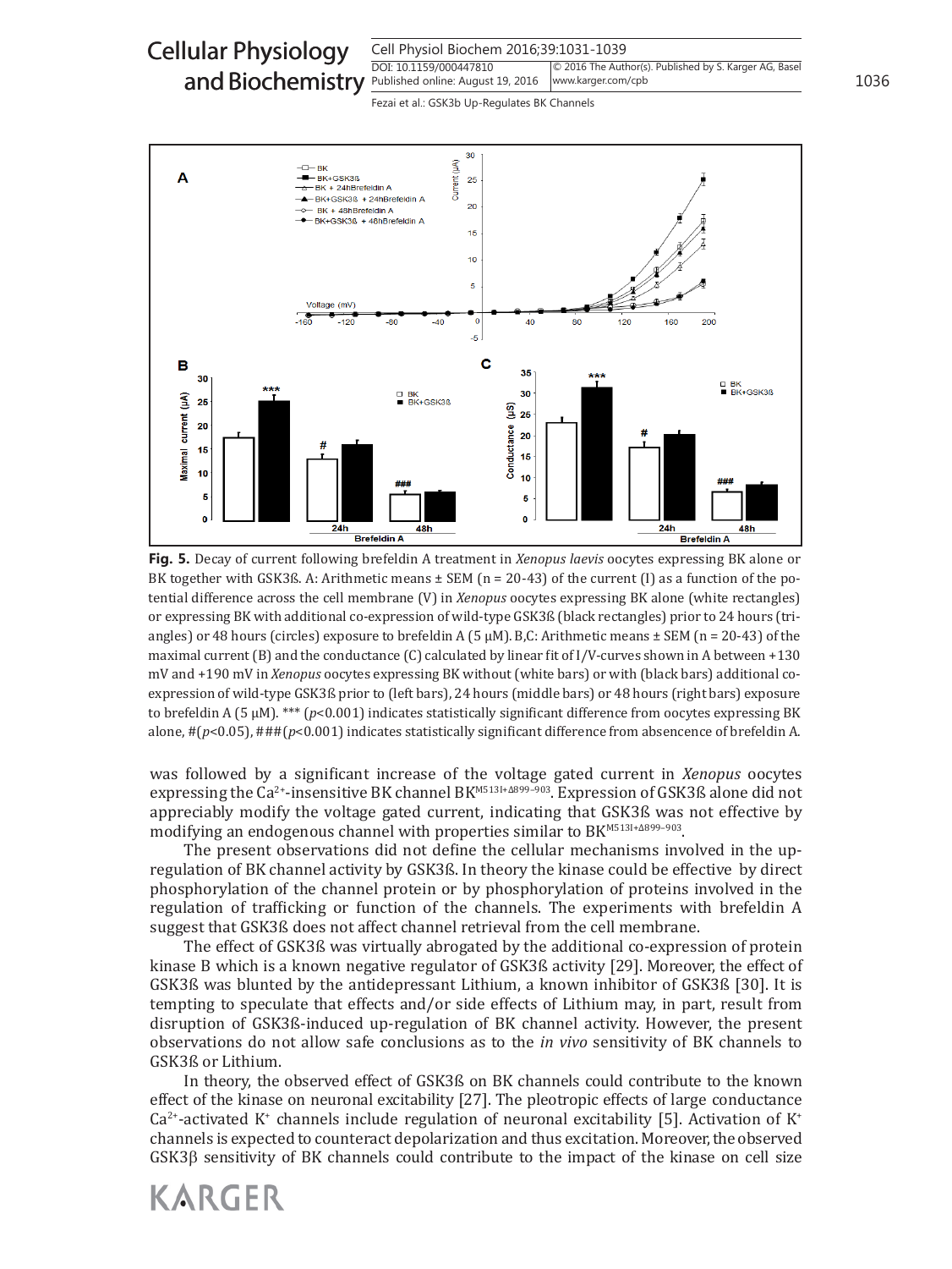**Fig. 5.** Decay of current following brefeldin A treatment in *Xenopus laevis* oocytes expressing BK alone or BK together with GSK3ß. A: Arithmetic means ± SEM (n = 20-43) of the current (I) as a function of the potential difference across the cell membrane (V) in *Xenopus* oocytes expressing BK alone (white rectangles) or expressing BK with additional co-expression of wild-type GSK3ß (black rectangles) prior to 24 hours (triangles) or 48 hours (circles) exposure to brefeldin A (5 µM). B,C: Arithmetic means ± SEM (n = 20-43) of the maximal current (B) and the conductance (C) calculated by linear fit of I/V-curves shown in A between +130 mV and +190 mV in *Xenopus* oocytes expressing BK without (white bars) or with (black bars) additional co-expression of wild-type GSK3ß prior to (left bars), 24 hours (middle bars) or 48 hours (right bars) exposure to brefeldin A (5 µM). *** ($p$<0.001) indicates statistically significant difference from oocytes expressing BK alone, #($p$<0.05), ###($p$<0.001) indicates statistically significant difference from absence of brefeldin A.

was followed by a significant increase of the voltage gated current in *Xenopus* oocytes expressing the $Ca^{2+}$-insensitive BK channel $BK^{M513I+\Delta899-903}$. Expression of GSK3ß alone did not appreciably modify the voltage gated current, indicating that GSK3ß was not effective by modifying an endogenous channel with properties similar to $BK^{M513I+\Delta899-903}$.

The present observations did not define the cellular mechanisms involved in the up-regulation of BK channel activity by GSK3ß. In theory the kinase could be effective by direct phosphorylation of the channel protein or by phosphorylation of proteins involved in the regulation of trafficking or function of the channels. The experiments with brefeldin A suggest that GSK3ß does not affect channel retrieval from the cell membrane.

The effect of GSK3ß was virtually abrogated by the additional co-expression of protein kinase B which is a known negative regulator of GSK3ß activity [29]. Moreover, the effect of GSK3ß was blunted by the antidepressant Lithium, a known inhibitor of GSK3ß [30]. It is tempting to speculate that effects and/or side effects of Lithium may, in part, result from disruption of GSK3ß-induced up-regulation of BK channel activity. However, the present observations do not allow safe conclusions as to the *in vivo* sensitivity of BK channels to GSK3ß or Lithium.

In theory, the observed effect of GSK3ß on BK channels could contribute to the known effect of the kinase on neuronal excitability [27]. The pleotropic effects of large conductance $Ca^{2+}$-activated $K^{+}$ channels include regulation of neuronal excitability [5]. Activation of $K^{+}$ channels is expected to counteract depolarization and thus excitation. Moreover, the observed GSK3β sensitivity of BK channels could contribute to the impact of the kinase on cell size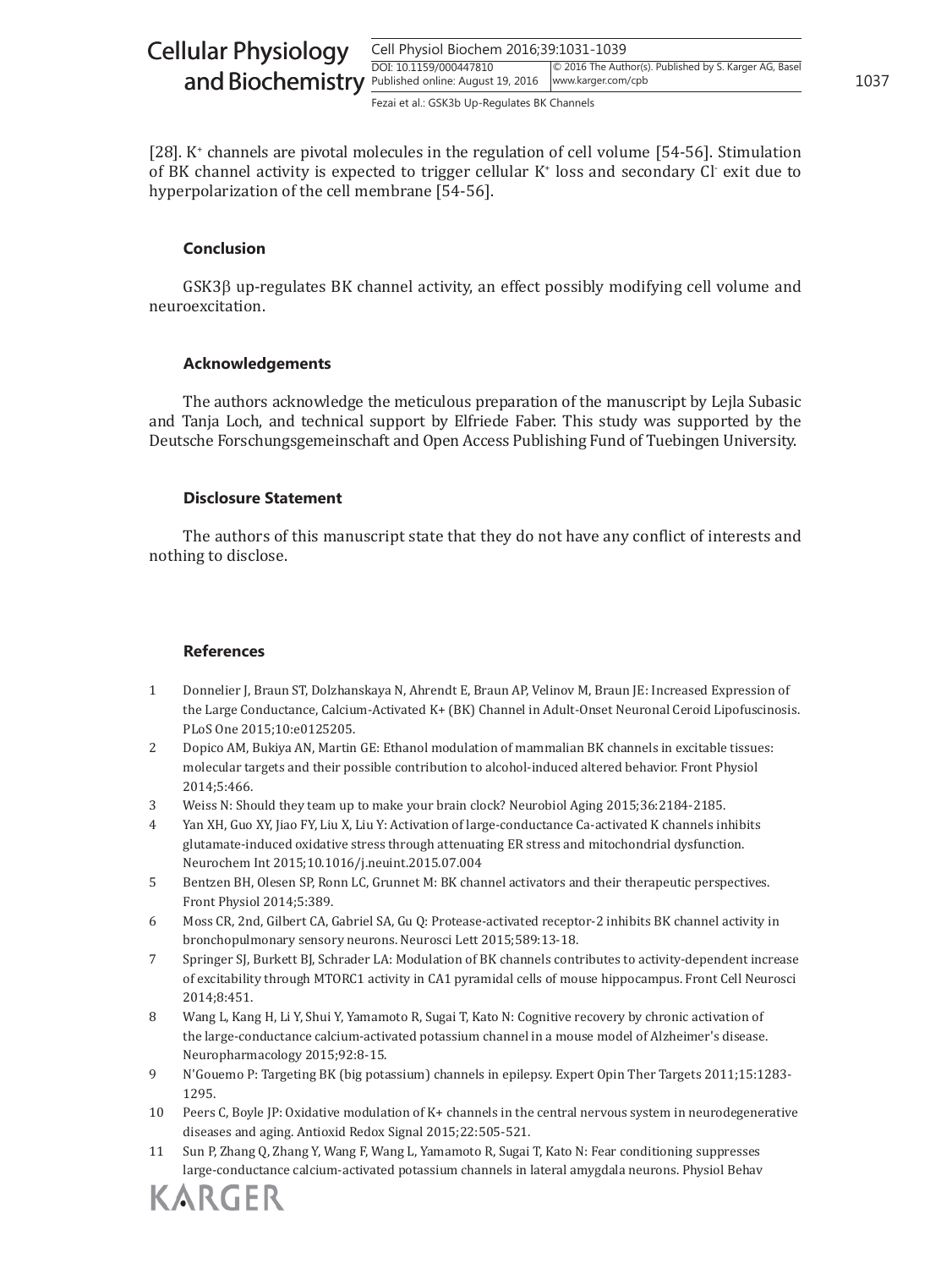[28]. $K^+$ channels are pivotal molecules in the regulation of cell volume [54-56]. Stimulation of BK channel activity is expected to trigger cellular $K^+$ loss and secondary $Cl^-$ exit due to hyperpolarization of the cell membrane [54-56].

## Conclusion

GSK3β up-regulates BK channel activity, an effect possibly modifying cell volume and neuroexcitation.

## Acknowledgements

The authors acknowledge the meticulous preparation of the manuscript by Lejla Subasic and Tanja Loch, and technical support by Elfriede Faber. This study was supported by the Deutsche Forschungsgemeinschaft and Open Access Publishing Fund of Tuebingen University.

## Disclosure Statement

The authors of this manuscript state that they do not have any conflict of interests and nothing to disclose.

## References

1. Donnelier J, Braun ST, Dolzhanskaya N, Ahrendt E, Braun AP, Velinov M, Braun JE: Increased Expression of the Large Conductance, Calcium-Activated K+ (BK) Channel in Adult-Onset Neuronal Ceroid Lipofuscinosis. PLoS One 2015;10:e0125205.
2. Dopico AM, Bukiya AN, Martin GE: Ethanol modulation of mammalian BK channels in excitable tissues: molecular targets and their possible contribution to alcohol-induced altered behavior. Front Physiol 2014;5:466.
3. Weiss N: Should they team up to make your brain clock? Neurobiol Aging 2015;36:2184-2185.
4. Yan XH, Guo XY, Jiao FY, Liu X, Liu Y: Activation of large-conductance Ca-activated K channels inhibits glutamate-induced oxidative stress through attenuating ER stress and mitochondrial dysfunction. Neurochem Int 2015;10.1016/j.neuint.2015.07.004
5. Bentzen BH, Olesen SP, Ronn LC, Grunnet M: BK channel activators and their therapeutic perspectives. Front Physiol 2014;5:389.
6. Moss CR, 2nd, Gilbert CA, Gabriel SA, Gu Q: Protease-activated receptor-2 inhibits BK channel activity in bronchopulmonary sensory neurons. Neurosci Lett 2015;589:13-18.
7. Springer SJ, Burkett BJ, Schrader LA: Modulation of BK channels contributes to activity-dependent increase of excitability through MTORC1 activity in CA1 pyramidal cells of mouse hippocampus. Front Cell Neurosci 2014;8:451.
8. Wang L, Kang H, Li Y, Shui Y, Yamamoto R, Sugai T, Kato N: Cognitive recovery by chronic activation of the large-conductance calcium-activated potassium channel in a mouse model of Alzheimer's disease. Neuropharmacology 2015;92:8-15.
9. N'Gouemo P: Targeting BK (big potassium) channels in epilepsy. Expert Opin Ther Targets 2011;15:1283-1295.
10. Peers C, Boyle JP: Oxidative modulation of K+ channels in the central nervous system in neurodegenerative diseases and aging. Antioxid Redox Signal 2015;22:505-521.
11. Sun P, Zhang Q, Zhang Y, Wang F, Wang L, Yamamoto R, Sugai T, Kato N: Fear conditioning suppresses large-conductance calcium-activated potassium channels in lateral amygdala neurons. Physiol Behav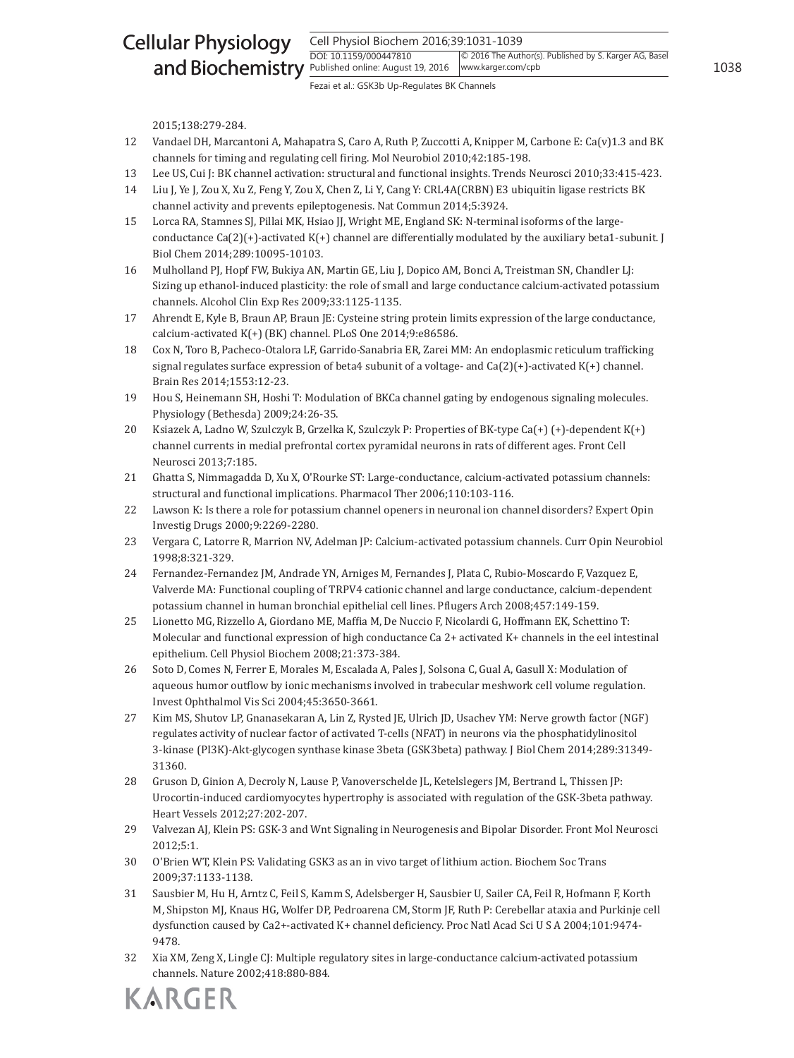2015;138:279-284.

12 Vandael DH, Marcantoni A, Mahapatra S, Caro A, Ruth P, Zuccotti A, Knipper M, Carbone E: Ca(v)1.3 and BK channels for timing and regulating cell firing. Mol Neurobiol 2010;42:185-198.

13 Lee US, Cui J: BK channel activation: structural and functional insights. Trends Neurosci 2010;33:415-423.

14 Liu J, Ye J, Zou X, Xu Z, Feng Y, Zou X, Chen Z, Li Y, Cang Y: CRL4A(CRBN) E3 ubiquitin ligase restricts BK channel activity and prevents epileptogenesis. Nat Commun 2014;5:3924.

15 Lorca RA, Stamnes SJ, Pillai MK, Hsiao JJ, Wright ME, England SK: N-terminal isoforms of the large-conductance Ca(2)(+)-activated K(+) channel are differentially modulated by the auxiliary beta1-subunit. J Biol Chem 2014;289:10095-10103.

16 Mulholland PJ, Hopf FW, Bukiya AN, Martin GE, Liu J, Dopico AM, Bonci A, Treistman SN, Chandler LJ: Sizing up ethanol-induced plasticity: the role of small and large conductance calcium-activated potassium channels. Alcohol Clin Exp Res 2009;33:1125-1135.

17 Ahrendt E, Kyle B, Braun AP, Braun JE: Cysteine string protein limits expression of the large conductance, calcium-activated K(+) (BK) channel. PLoS One 2014;9:e86586.

18 Cox N, Toro B, Pacheco-Otalora LF, Garrido-Sanabria ER, Zarei MM: An endoplasmic reticulum trafficking signal regulates surface expression of beta4 subunit of a voltage- and Ca(2)(+)-activated K(+) channel. Brain Res 2014;1553:12-23.

19 Hou S, Heinemann SH, Hoshi T: Modulation of BKCa channel gating by endogenous signaling molecules. Physiology (Bethesda) 2009;24:26-35.

20 Ksiazek A, Ladno W, Szulczyk B, Grzelka K, Szulczyk P: Properties of BK-type Ca(+) (+)-dependent K(+) channel currents in medial prefrontal cortex pyramidal neurons in rats of different ages. Front Cell Neurosci 2013;7:185.

21 Ghatta S, Nimmagadda D, Xu X, O'Rourke ST: Large-conductance, calcium-activated potassium channels: structural and functional implications. Pharmacol Ther 2006;110:103-116.

22 Lawson K: Is there a role for potassium channel openers in neuronal ion channel disorders? Expert Opin Investig Drugs 2000;9:2269-2280.

23 Vergara C, Latorre R, Marrion NV, Adelman JP: Calcium-activated potassium channels. Curr Opin Neurobiol 1998;8:321-329.

24 Fernandez-Fernandez JM, Andrade YN, Arniges M, Fernandes J, Plata C, Rubio-Moscardo F, Vazquez E, Valverde MA: Functional coupling of TRPV4 cationic channel and large conductance, calcium-dependent potassium channel in human bronchial epithelial cell lines. Pflugers Arch 2008;457:149-159.

25 Lionetto MG, Rizzello A, Giordano ME, Maffia M, De Nuccio F, Nicolardi G, Hoffmann EK, Schettino T: Molecular and functional expression of high conductance Ca 2+ activated K+ channels in the eel intestinal epithelium. Cell Physiol Biochem 2008;21:373-384.

26 Soto D, Comes N, Ferrer E, Morales M, Escalada A, Pales J, Solsona C, Gual A, Gasull X: Modulation of aqueous humor outflow by ionic mechanisms involved in trabecular meshwork cell volume regulation. Invest Ophthalmol Vis Sci 2004;45:3650-3661.

27 Kim MS, Shutov LP, Gnanasekaran A, Lin Z, Rysted JE, Ulrich JD, Usachev YM: Nerve growth factor (NGF) regulates activity of nuclear factor of activated T-cells (NFAT) in neurons via the phosphatidylinositol 3-kinase (PI3K)-Akt-glycogen synthase kinase 3beta (GSK3beta) pathway. J Biol Chem 2014;289:31349-31360.

28 Gruson D, Ginion A, Decroly N, Lause P, Vanoverschelde JL, Ketelslegers JM, Bertrand L, Thissen JP: Urocortin-induced cardiomyocytes hypertrophy is associated with regulation of the GSK-3beta pathway. Heart Vessels 2012;27:202-207.

29 Valvezan AJ, Klein PS: GSK-3 and Wnt Signaling in Neurogenesis and Bipolar Disorder. Front Mol Neurosci 2012;5:1.

30 O'Brien WT, Klein PS: Validating GSK3 as an in vivo target of lithium action. Biochem Soc Trans 2009;37:1133-1138.

31 Sausbier M, Hu H, Arntz C, Feil S, Kamm S, Adelsberger H, Sausbier U, Sailer CA, Feil R, Hofmann F, Korth M, Shipston MJ, Knaus HG, Wolfer DP, Pedroarena CM, Storm JF, Ruth P: Cerebellar ataxia and Purkinje cell dysfunction caused by Ca2+-activated K+ channel deficiency. Proc Natl Acad Sci U S A 2004;101:9474-9478.

32 Xia XM, Zeng X, Lingle CJ: Multiple regulatory sites in large-conductance calcium-activated potassium channels. Nature 2002;418:880-884.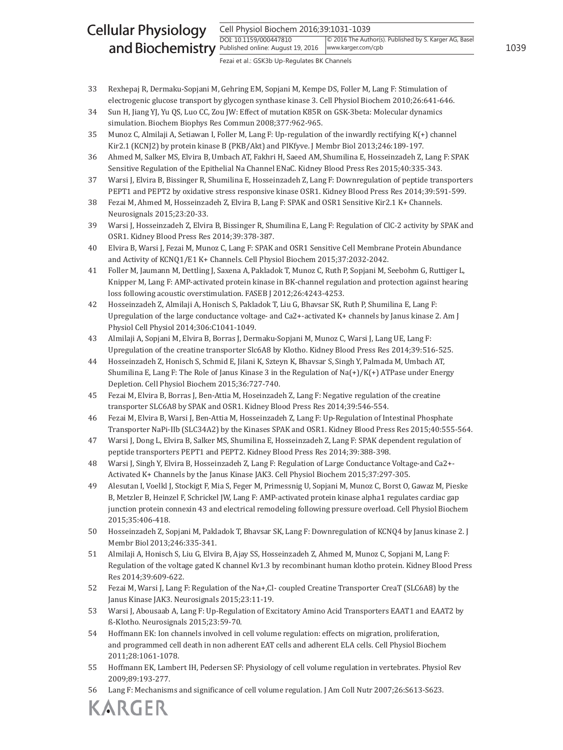33 Rexhepaj R, Dermaku-Sopjani M, Gehring EM, Sopjani M, Kempe DS, Foller M, Lang F: Stimulation of electrogenic glucose transport by glycogen synthase kinase 3. Cell Physiol Biochem 2010;26:641-646.

34 Sun H, Jiang YJ, Yu QS, Luo CC, Zou JW: Effect of mutation K85R on GSK-3beta: Molecular dynamics simulation. Biochem Biophys Res Commun 2008;377:962-965.

35 Munoz C, Almilaji A, Setiawan I, Foller M, Lang F: Up-regulation of the inwardly rectifying K(+) channel Kir2.1 (KCNJ2) by protein kinase B (PKB/Akt) and PIKfyve. J Membr Biol 2013;246:189-197.

36 Ahmed M, Salker MS, Elvira B, Umbach AT, Fakhri H, Saeed AM, Shumilina E, Hosseinzadeh Z, Lang F: SPAK Sensitive Regulation of the Epithelial Na Channel ENaC. Kidney Blood Press Res 2015;40:335-343.

37 Warsi J, Elvira B, Bissinger R, Shumilina E, Hosseinzadeh Z, Lang F: Downregulation of peptide transporters PEPT1 and PEPT2 by oxidative stress responsive kinase OSR1. Kidney Blood Press Res 2014;39:591-599.

38 Fezai M, Ahmed M, Hosseinzadeh Z, Elvira B, Lang F: SPAK and OSR1 Sensitive Kir2.1 K+ Channels. Neurosignals 2015;23:20-33.

39 Warsi J, Hosseinzadeh Z, Elvira B, Bissinger R, Shumilina E, Lang F: Regulation of ClC-2 activity by SPAK and OSR1. Kidney Blood Press Res 2014;39:378-387.

40 Elvira B, Warsi J, Fezai M, Munoz C, Lang F: SPAK and OSR1 Sensitive Cell Membrane Protein Abundance and Activity of KCNQ1/E1 K+ Channels. Cell Physiol Biochem 2015;37:2032-2042.

41 Foller M, Jaumann M, Dettling J, Saxena A, Pakladok T, Munoz C, Ruth P, Sopjani M, Seebohm G, Ruttiger L, Knipper M, Lang F: AMP-activated protein kinase in BK-channel regulation and protection against hearing loss following acoustic overstimulation. FASEB J 2012;26:4243-4253.

42 Hosseinzadeh Z, Almilaji A, Honisch S, Pakladok T, Liu G, Bhavsar SK, Ruth P, Shumilina E, Lang F: Upregulation of the large conductance voltage- and Ca2+-activated K+ channels by Janus kinase 2. Am J Physiol Cell Physiol 2014;306:C1041-1049.

43 Almilaji A, Sopjani M, Elvira B, Borras J, Dermaku-Sopjani M, Munoz C, Warsi J, Lang UE, Lang F: Upregulation of the creatine transporter Slc6A8 by Klotho. Kidney Blood Press Res 2014;39:516-525.

44 Hosseinzadeh Z, Honisch S, Schmid E, Jilani K, Szteyn K, Bhavsar S, Singh Y, Palmada M, Umbach AT, Shumilina E, Lang F: The Role of Janus Kinase 3 in the Regulation of Na(+)/K(+) ATPase under Energy Depletion. Cell Physiol Biochem 2015;36:727-740.

45 Fezai M, Elvira B, Borras J, Ben-Attia M, Hoseinzadeh Z, Lang F: Negative regulation of the creatine transporter SLC6A8 by SPAK and OSR1. Kidney Blood Press Res 2014;39:546-554.

46 Fezai M, Elvira B, Warsi J, Ben-Attia M, Hosseinzadeh Z, Lang F: Up-Regulation of Intestinal Phosphate Transporter NaPi-IIb (SLC34A2) by the Kinases SPAK and OSR1. Kidney Blood Press Res 2015;40:555-564.

47 Warsi J, Dong L, Elvira B, Salker MS, Shumilina E, Hosseinzadeh Z, Lang F: SPAK dependent regulation of peptide transporters PEPT1 and PEPT2. Kidney Blood Press Res 2014;39:388-398.

48 Warsi J, Singh Y, Elvira B, Hosseinzadeh Z, Lang F: Regulation of Large Conductance Voltage-and Ca2+-Activated K+ Channels by the Janus Kinase JAK3. Cell Physiol Biochem 2015;37:297-305.

49 Alesutan I, Voelkl J, Stockigt F, Mia S, Feger M, Primessnig U, Sopjani M, Munoz C, Borst O, Gawaz M, Pieske B, Metzler B, Heinzel F, Schrickel JW, Lang F: AMP-activated protein kinase alpha1 regulates cardiac gap junction protein connexin 43 and electrical remodeling following pressure overload. Cell Physiol Biochem 2015;35:406-418.

50 Hosseinzadeh Z, Sopjani M, Pakladok T, Bhavsar SK, Lang F: Downregulation of KCNQ4 by Janus kinase 2. J Membr Biol 2013;246:335-341.

51 Almilaji A, Honisch S, Liu G, Elvira B, Ajay SS, Hosseinzadeh Z, Ahmed M, Munoz C, Sopjani M, Lang F: Regulation of the voltage gated K channel Kv1.3 by recombinant human klotho protein. Kidney Blood Press Res 2014;39:609-622.

52 Fezai M, Warsi J, Lang F: Regulation of the Na+,Cl- coupled Creatine Transporter CreaT (SLC6A8) by the Janus Kinase JAK3. Neurosignals 2015;23:11-19.

53 Warsi J, Abousaab A, Lang F: Up-Regulation of Excitatory Amino Acid Transporters EAAT1 and EAAT2 by ß-Klotho. Neurosignals 2015;23:59-70.

54 Hoffmann EK: Ion channels involved in cell volume regulation: effects on migration, proliferation, and programmed cell death in non adherent EAT cells and adherent ELA cells. Cell Physiol Biochem 2011;28:1061-1078.

55 Hoffmann EK, Lambert IH, Pedersen SF: Physiology of cell volume regulation in vertebrates. Physiol Rev 2009;89:193-277.

56 Lang F: Mechanisms and significance of cell volume regulation. J Am Coll Nutr 2007;26:S613-S623.